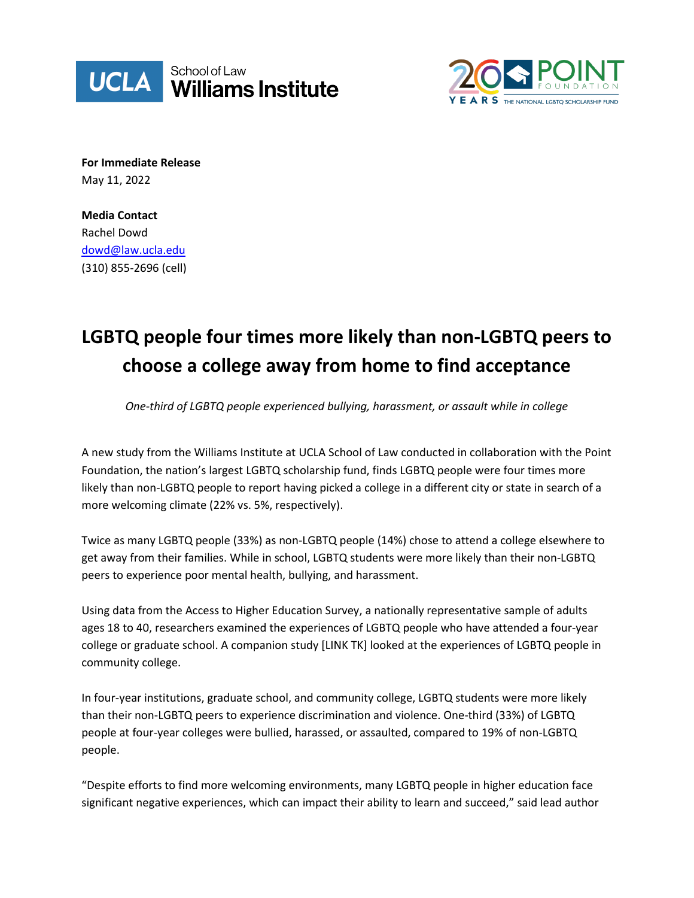UCLA School of Law Williams Institute

POINT FOUNDATION — 20 YEARS — THE NATIONAL LGBTQ SCHOLARSHIP FUND

**For Immediate Release**
May 11, 2022

**Media Contact**
Rachel Dowd
dowd@law.ucla.edu
(310) 855-2696 (cell)

# LGBTQ people four times more likely than non-LGBTQ peers to choose a college away from home to find acceptance

*One-third of LGBTQ people experienced bullying, harassment, or assault while in college*

A new study from the Williams Institute at UCLA School of Law conducted in collaboration with the Point Foundation, the nation's largest LGBTQ scholarship fund, finds LGBTQ people were four times more likely than non-LGBTQ people to report having picked a college in a different city or state in search of a more welcoming climate (22% vs. 5%, respectively).

Twice as many LGBTQ people (33%) as non-LGBTQ people (14%) chose to attend a college elsewhere to get away from their families. While in school, LGBTQ students were more likely than their non-LGBTQ peers to experience poor mental health, bullying, and harassment.

Using data from the Access to Higher Education Survey, a nationally representative sample of adults ages 18 to 40, researchers examined the experiences of LGBTQ people who have attended a four-year college or graduate school. A companion study [LINK TK] looked at the experiences of LGBTQ people in community college.

In four-year institutions, graduate school, and community college, LGBTQ students were more likely than their non-LGBTQ peers to experience discrimination and violence. One-third (33%) of LGBTQ people at four-year colleges were bullied, harassed, or assaulted, compared to 19% of non-LGBTQ people.

"Despite efforts to find more welcoming environments, many LGBTQ people in higher education face significant negative experiences, which can impact their ability to learn and succeed," said lead author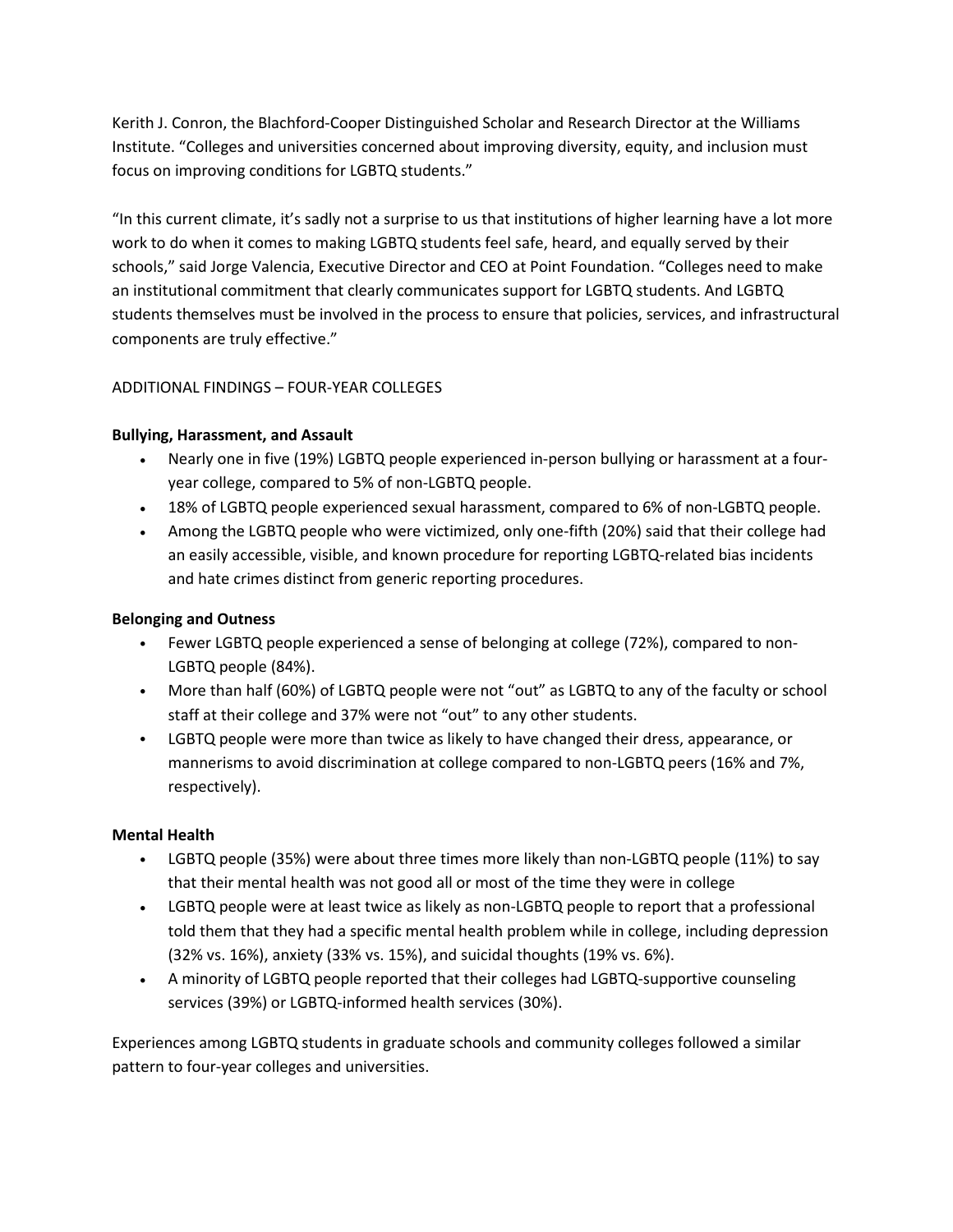Kerith J. Conron, the Blachford-Cooper Distinguished Scholar and Research Director at the Williams Institute. "Colleges and universities concerned about improving diversity, equity, and inclusion must focus on improving conditions for LGBTQ students."

"In this current climate, it's sadly not a surprise to us that institutions of higher learning have a lot more work to do when it comes to making LGBTQ students feel safe, heard, and equally served by their schools," said Jorge Valencia, Executive Director and CEO at Point Foundation. "Colleges need to make an institutional commitment that clearly communicates support for LGBTQ students. And LGBTQ students themselves must be involved in the process to ensure that policies, services, and infrastructural components are truly effective."

ADDITIONAL FINDINGS – FOUR-YEAR COLLEGES

**Bullying, Harassment, and Assault**

- Nearly one in five (19%) LGBTQ people experienced in-person bullying or harassment at a four-year college, compared to 5% of non-LGBTQ people.
- 18% of LGBTQ people experienced sexual harassment, compared to 6% of non-LGBTQ people.
- Among the LGBTQ people who were victimized, only one-fifth (20%) said that their college had an easily accessible, visible, and known procedure for reporting LGBTQ-related bias incidents and hate crimes distinct from generic reporting procedures.

**Belonging and Outness**

- Fewer LGBTQ people experienced a sense of belonging at college (72%), compared to non-LGBTQ people (84%).
- More than half (60%) of LGBTQ people were not "out" as LGBTQ to any of the faculty or school staff at their college and 37% were not "out" to any other students.
- LGBTQ people were more than twice as likely to have changed their dress, appearance, or mannerisms to avoid discrimination at college compared to non-LGBTQ peers (16% and 7%, respectively).

**Mental Health**

- LGBTQ people (35%) were about three times more likely than non-LGBTQ people (11%) to say that their mental health was not good all or most of the time they were in college
- LGBTQ people were at least twice as likely as non-LGBTQ people to report that a professional told them that they had a specific mental health problem while in college, including depression (32% vs. 16%), anxiety (33% vs. 15%), and suicidal thoughts (19% vs. 6%).
- A minority of LGBTQ people reported that their colleges had LGBTQ-supportive counseling services (39%) or LGBTQ-informed health services (30%).

Experiences among LGBTQ students in graduate schools and community colleges followed a similar pattern to four-year colleges and universities.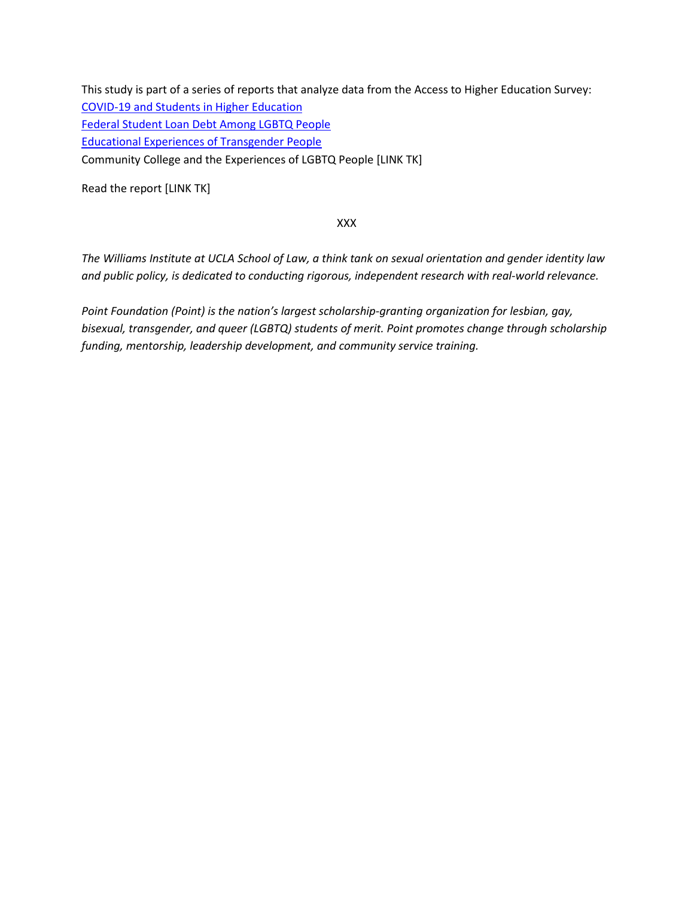This study is part of a series of reports that analyze data from the Access to Higher Education Survey:
[COVID-19 and Students in Higher Education]()
[Federal Student Loan Debt Among LGBTQ People]()
[Educational Experiences of Transgender People]()
Community College and the Experiences of LGBTQ People [LINK TK]

Read the report [LINK TK]

XXX

*The Williams Institute at UCLA School of Law, a think tank on sexual orientation and gender identity law and public policy, is dedicated to conducting rigorous, independent research with real-world relevance.*

*Point Foundation (Point) is the nation's largest scholarship-granting organization for lesbian, gay, bisexual, transgender, and queer (LGBTQ) students of merit. Point promotes change through scholarship funding, mentorship, leadership development, and community service training.*